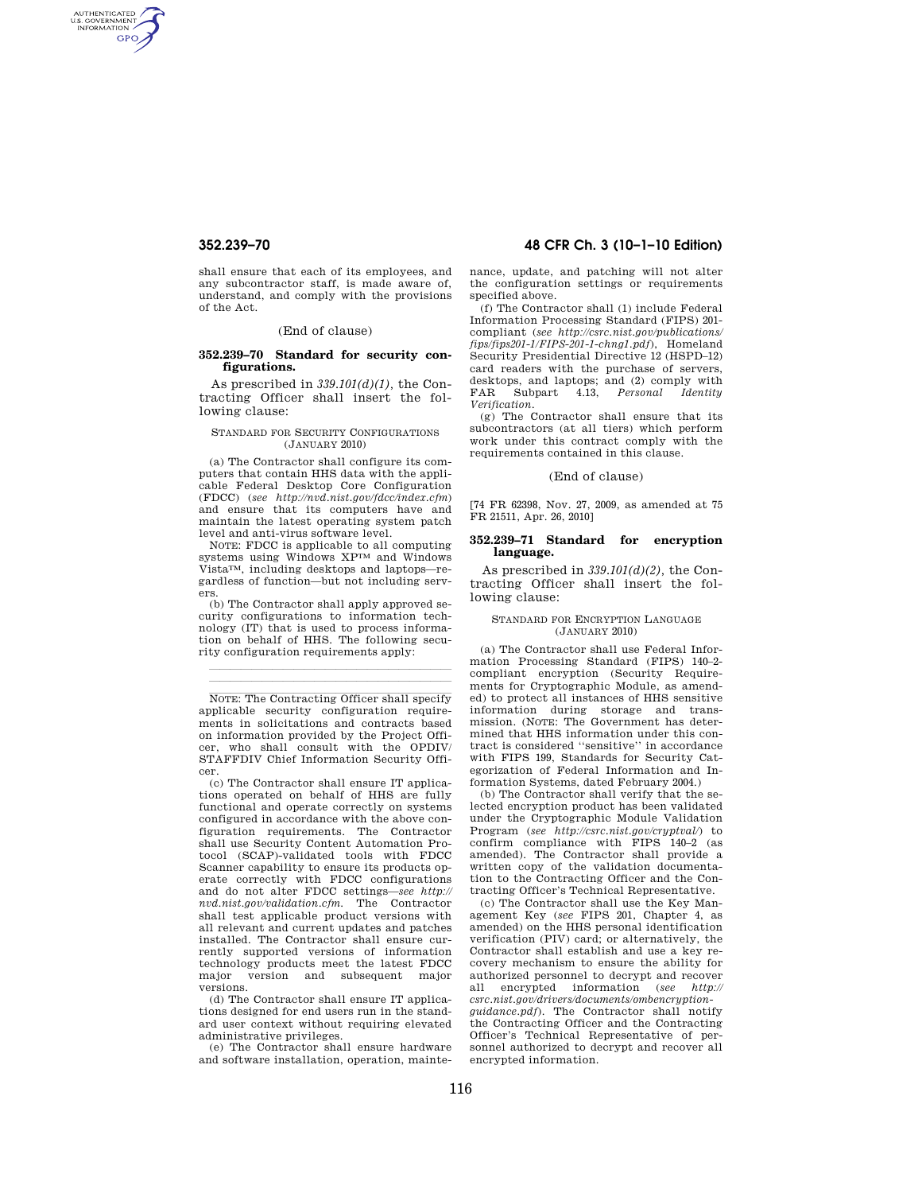shall ensure that each of its employees, and any subcontractor staff, is made aware of, understand, and comply with the provisions of the Act.

(End of clause)

## 352.239–70 Standard for security configurations.

As prescribed in *339.101(d)(1)*, the Contracting Officer shall insert the following clause:

STANDARD FOR SECURITY CONFIGURATIONS (JANUARY 2010)

(a) The Contractor shall configure its computers that contain HHS data with the applicable Federal Desktop Core Configuration (FDCC) (*see http://nvd.nist.gov/fdcc/index.cfm*) and ensure that its computers have and maintain the latest operating system patch level and anti-virus software level.

NOTE: FDCC is applicable to all computing systems using Windows XP™ and Windows Vista™, including desktops and laptops—regardless of function—but not including servers.

(b) The Contractor shall apply approved security configurations to information technology (IT) that is used to process information on behalf of HHS. The following security configuration requirements apply:

---

---

NOTE: The Contracting Officer shall specify applicable security configuration requirements in solicitations and contracts based on information provided by the Project Officer, who shall consult with the OPDIV/STAFFDIV Chief Information Security Officer.

(c) The Contractor shall ensure IT applications operated on behalf of HHS are fully functional and operate correctly on systems configured in accordance with the above configuration requirements. The Contractor shall use Security Content Automation Protocol (SCAP)-validated tools with FDCC Scanner capability to ensure its products operate correctly with FDCC configurations and do not alter FDCC settings—*see http://nvd.nist.gov/validation.cfm.* The Contractor shall test applicable product versions with all relevant and current updates and patches installed. The Contractor shall ensure currently supported versions of information technology products meet the latest FDCC major version and subsequent major versions.

(d) The Contractor shall ensure IT applications designed for end users run in the standard user context without requiring elevated administrative privileges.

(e) The Contractor shall ensure hardware and software installation, operation, maintenance, update, and patching will not alter the configuration settings or requirements specified above.

(f) The Contractor shall (1) include Federal Information Processing Standard (FIPS) 201-compliant (*see http://csrc.nist.gov/publications/fips/fips201-1/FIPS-201-1-chng1.pdf*), Homeland Security Presidential Directive 12 (HSPD–12) card readers with the purchase of servers, desktops, and laptops; and (2) comply with FAR Subpart 4.13, *Personal Identity Verification*.

(g) The Contractor shall ensure that its subcontractors (at all tiers) which perform work under this contract comply with the requirements contained in this clause.

(End of clause)

[74 FR 62398, Nov. 27, 2009, as amended at 75 FR 21511, Apr. 26, 2010]

## 352.239–71 Standard for encryption language.

As prescribed in *339.101(d)(2)*, the Contracting Officer shall insert the following clause:

STANDARD FOR ENCRYPTION LANGUAGE (JANUARY 2010)

(a) The Contractor shall use Federal Information Processing Standard (FIPS) 140–2-compliant encryption (Security Requirements for Cryptographic Module, as amended) to protect all instances of HHS sensitive information during storage and transmission. (NOTE: The Government has determined that HHS information under this contract is considered ''sensitive'' in accordance with FIPS 199, Standards for Security Categorization of Federal Information and Information Systems, dated February 2004.)

(b) The Contractor shall verify that the selected encryption product has been validated under the Cryptographic Module Validation Program (*see http://csrc.nist.gov/cryptval/*) to confirm compliance with FIPS 140–2 (as amended). The Contractor shall provide a written copy of the validation documentation to the Contracting Officer and the Contracting Officer's Technical Representative.

(c) The Contractor shall use the Key Management Key (*see* FIPS 201, Chapter 4, as amended) on the HHS personal identification verification (PIV) card; or alternatively, the Contractor shall establish and use a key recovery mechanism to ensure the ability for authorized personnel to decrypt and recover all encrypted information (*see http://csrc.nist.gov/drivers/documents/ombencryption-guidance.pdf*). The Contractor shall notify the Contracting Officer and the Contracting Officer's Technical Representative of personnel authorized to decrypt and recover all encrypted information.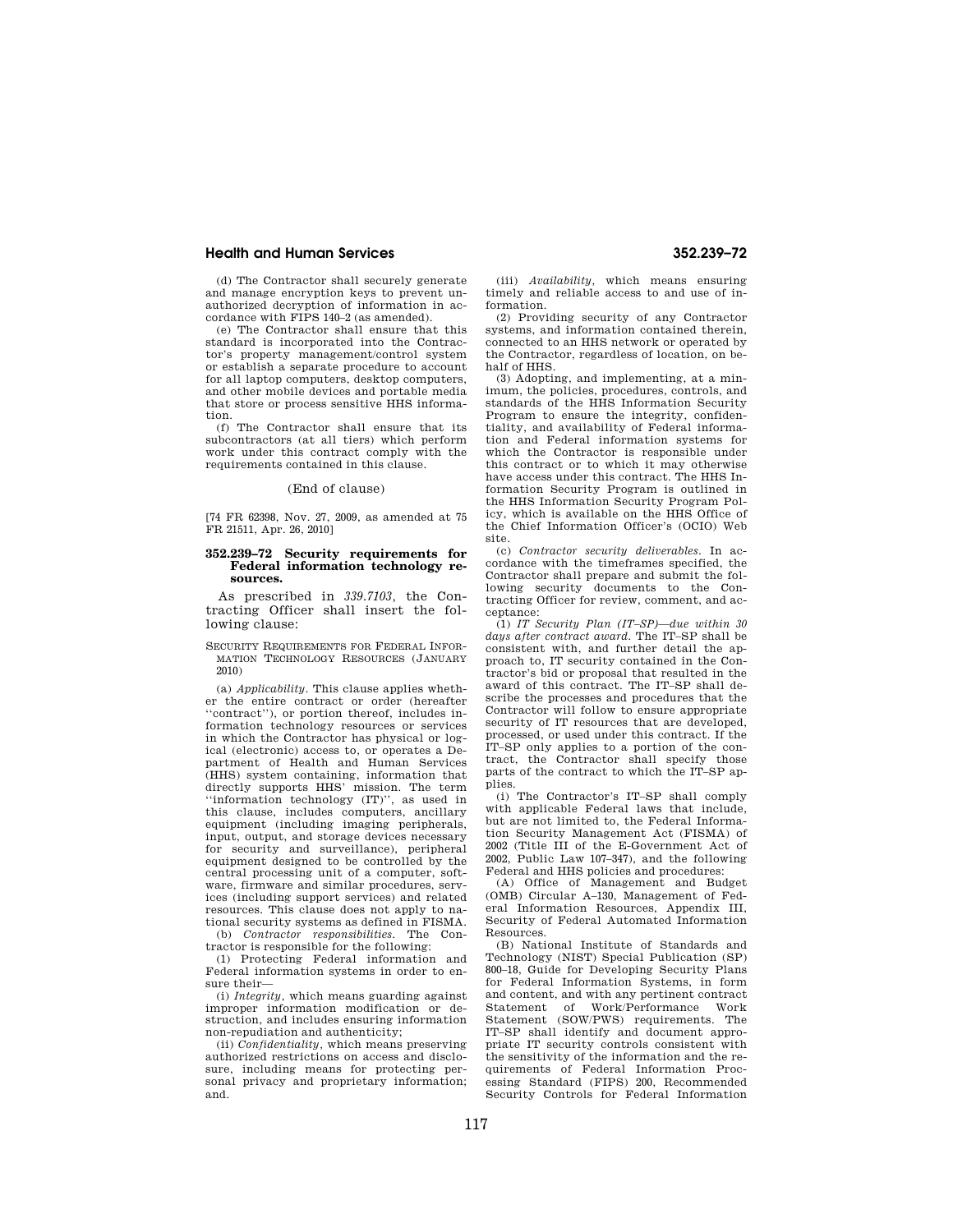(d) The Contractor shall securely generate and manage encryption keys to prevent unauthorized decryption of information in accordance with FIPS 140–2 (as amended).

(e) The Contractor shall ensure that this standard is incorporated into the Contractor's property management/control system or establish a separate procedure to account for all laptop computers, desktop computers, and other mobile devices and portable media that store or process sensitive HHS information.

(f) The Contractor shall ensure that its subcontractors (at all tiers) which perform work under this contract comply with the requirements contained in this clause.

(End of clause)

[74 FR 62398, Nov. 27, 2009, as amended at 75 FR 21511, Apr. 26, 2010]

### 352.239–72 Security requirements for Federal information technology resources.

As prescribed in *339.7103,* the Contracting Officer shall insert the following clause:

SECURITY REQUIREMENTS FOR FEDERAL INFORMATION TECHNOLOGY RESOURCES (JANUARY 2010)

(a) *Applicability.* This clause applies whether the entire contract or order (hereafter ''contract''), or portion thereof, includes information technology resources or services in which the Contractor has physical or logical (electronic) access to, or operates a Department of Health and Human Services (HHS) system containing, information that directly supports HHS' mission. The term ''information technology (IT)'', as used in this clause, includes computers, ancillary equipment (including imaging peripherals, input, output, and storage devices necessary for security and surveillance), peripheral equipment designed to be controlled by the central processing unit of a computer, software, firmware and similar procedures, services (including support services) and related resources. This clause does not apply to national security systems as defined in FISMA.

(b) *Contractor responsibilities.* The Contractor is responsible for the following:

(1) Protecting Federal information and Federal information systems in order to ensure their—

(i) *Integrity,* which means guarding against improper information modification or destruction, and includes ensuring information non-repudiation and authenticity;

(ii) *Confidentiality,* which means preserving authorized restrictions on access and disclosure, including means for protecting personal privacy and proprietary information; and.

(iii) *Availability,* which means ensuring timely and reliable access to and use of information.

(2) Providing security of any Contractor systems, and information contained therein, connected to an HHS network or operated by the Contractor, regardless of location, on behalf of HHS.

(3) Adopting, and implementing, at a minimum, the policies, procedures, controls, and standards of the HHS Information Security Program to ensure the integrity, confidentiality, and availability of Federal information and Federal information systems for which the Contractor is responsible under this contract or to which it may otherwise have access under this contract. The HHS Information Security Program is outlined in the HHS Information Security Program Policy, which is available on the HHS Office of the Chief Information Officer's (OCIO) Web site.

(c) *Contractor security deliverables.* In accordance with the timeframes specified, the Contractor shall prepare and submit the following security documents to the Contracting Officer for review, comment, and acceptance:

(1) *IT Security Plan (IT–SP)—due within 30 days after contract award.* The IT–SP shall be consistent with, and further detail the approach to, IT security contained in the Contractor's bid or proposal that resulted in the award of this contract. The IT–SP shall describe the processes and procedures that the Contractor will follow to ensure appropriate security of IT resources that are developed, processed, or used under this contract. If the IT–SP only applies to a portion of the contract, the Contractor shall specify those parts of the contract to which the IT–SP applies.

(i) The Contractor's IT–SP shall comply with applicable Federal laws that include, but are not limited to, the Federal Information Security Management Act (FISMA) of 2002 (Title III of the E-Government Act of 2002, Public Law 107–347), and the following Federal and HHS policies and procedures:

(A) Office of Management and Budget (OMB) Circular A–130, Management of Federal Information Resources, Appendix III, Security of Federal Automated Information Resources.

(B) National Institute of Standards and Technology (NIST) Special Publication (SP) 800–18, Guide for Developing Security Plans for Federal Information Systems, in form and content, and with any pertinent contract Statement of Work/Performance Work Statement (SOW/PWS) requirements. The IT–SP shall identify and document appropriate IT security controls consistent with the sensitivity of the information and the requirements of Federal Information Processing Standard (FIPS) 200, Recommended Security Controls for Federal Information